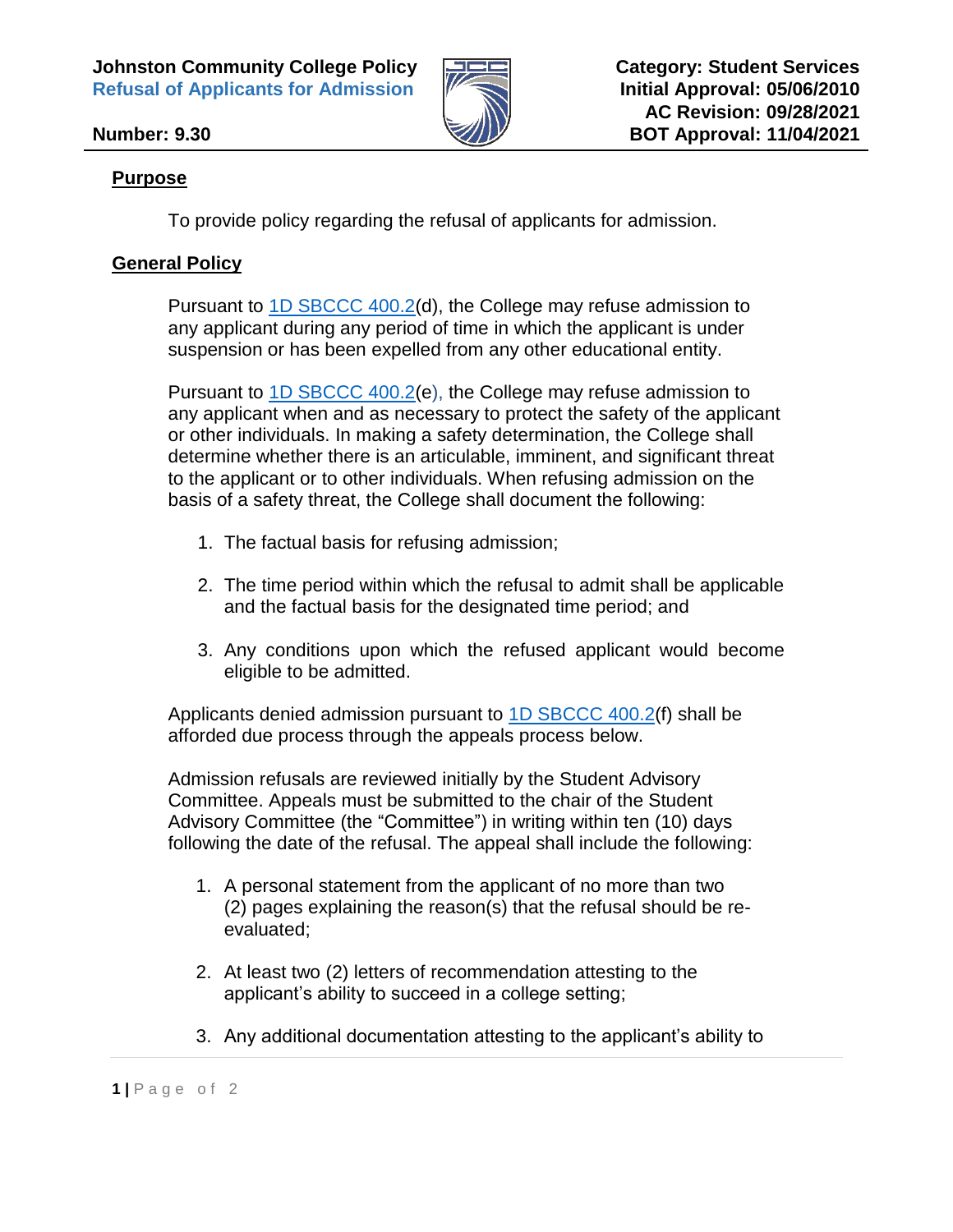**Johnston Community College Policy**
**Refusal of Applicants for Admission**

**Number: 9.30**

**Category: Student Services**
**Initial Approval: 05/06/2010**
**AC Revision: 09/28/2021**
**BOT Approval: 11/04/2021**

## Purpose

To provide policy regarding the refusal of applicants for admission.

## General Policy

Pursuant to [1D SBCCC 400.2](d), the College may refuse admission to any applicant during any period of time in which the applicant is under suspension or has been expelled from any other educational entity.

Pursuant to [1D SBCCC 400.2](e), the College may refuse admission to any applicant when and as necessary to protect the safety of the applicant or other individuals. In making a safety determination, the College shall determine whether there is an articulable, imminent, and significant threat to the applicant or to other individuals. When refusing admission on the basis of a safety threat, the College shall document the following:

1. The factual basis for refusing admission;
2. The time period within which the refusal to admit shall be applicable and the factual basis for the designated time period; and
3. Any conditions upon which the refused applicant would become eligible to be admitted.

Applicants denied admission pursuant to [1D SBCCC 400.2](f) shall be afforded due process through the appeals process below.

Admission refusals are reviewed initially by the Student Advisory Committee. Appeals must be submitted to the chair of the Student Advisory Committee (the "Committee") in writing within ten (10) days following the date of the refusal. The appeal shall include the following:

1. A personal statement from the applicant of no more than two (2) pages explaining the reason(s) that the refusal should be re-evaluated;
2. At least two (2) letters of recommendation attesting to the applicant's ability to succeed in a college setting;
3. Any additional documentation attesting to the applicant's ability to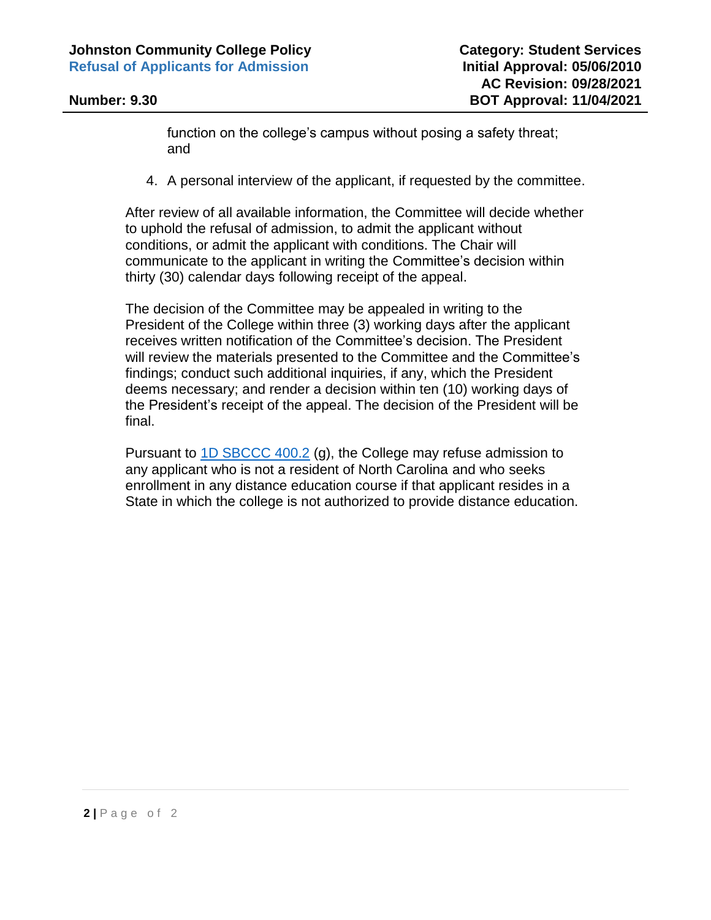function on the college's campus without posing a safety threat; and

4. A personal interview of the applicant, if requested by the committee.

After review of all available information, the Committee will decide whether to uphold the refusal of admission, to admit the applicant without conditions, or admit the applicant with conditions. The Chair will communicate to the applicant in writing the Committee's decision within thirty (30) calendar days following receipt of the appeal.

The decision of the Committee may be appealed in writing to the President of the College within three (3) working days after the applicant receives written notification of the Committee's decision. The President will review the materials presented to the Committee and the Committee's findings; conduct such additional inquiries, if any, which the President deems necessary; and render a decision within ten (10) working days of the President's receipt of the appeal. The decision of the President will be final.

Pursuant to 1D SBCCC 400.2 (g), the College may refuse admission to any applicant who is not a resident of North Carolina and who seeks enrollment in any distance education course if that applicant resides in a State in which the college is not authorized to provide distance education.